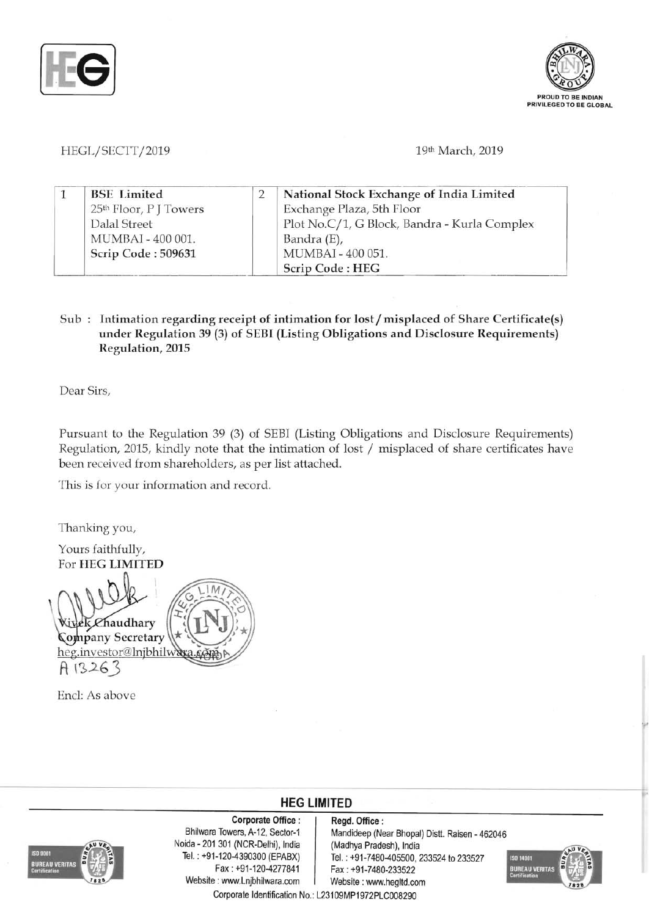HEGL/SECTT/2019

19th March, 2019

| 1 | BSE Limited<br>25th Floor, P J Towers<br>Dalal Street<br>MUMBAI - 400 001.<br>**Scrip Code : 509631** | 2 | **National Stock Exchange of India Limited**<br>Exchange Plaza, 5th Floor<br>Plot No.C/1, G Block, Bandra - Kurla Complex<br>Bandra (E),<br>MUMBAI - 400 051.<br>**Scrip Code : HEG** |
|---|---|---|---|

Sub : **Intimation regarding receipt of intimation for lost / misplaced of Share Certificate(s) under Regulation 39 (3) of SEBI (Listing Obligations and Disclosure Requirements) Regulation, 2015**

Dear Sirs,

Pursuant to the Regulation 39 (3) of SEBI (Listing Obligations and Disclosure Requirements) Regulation, 2015, kindly note that the intimation of lost / misplaced of share certificates have been received from shareholders, as per list attached.

This is for your information and record.

Thanking you,

Yours faithfully,
For **HEG LIMITED**

**Vivek Chaudhary**
**Company Secretary**
heg.investor@lnjbhilwara.com
A 13263

Encl: As above

**HEG LIMITED**

**Corporate Office :**
Bhilwara Towers, A-12, Sector-1
Noida - 201 301 (NCR-Delhi), India
Tel. : +91-120-4390300 (EPABX)
Fax : +91-120-4277841
Website : www.Lnjbhilwara.com

**Regd. Office :**
Mandideep (Near Bhopal) Distt. Raisen - 462046
(Madhya Pradesh), India
Tel. : +91-7480-405500, 233524 to 233527
Fax : +91-7480-233522
Website : www.hegltd.com

Corporate Identification No.: L23109MP1972PLC008290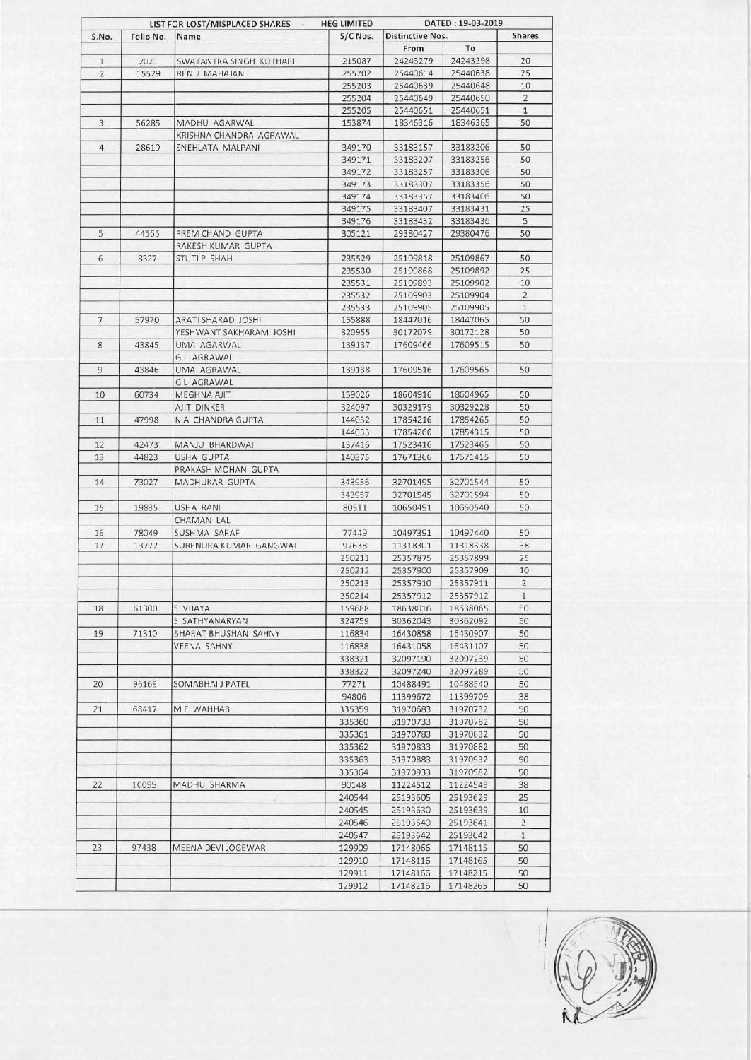| LIST FOR LOST/MISPLACED SHARES - | | HEG LIMITED | | DATED : 19-03-2019 | | |
|---|---|---|---|---|---|---|
| S.No. | Folio No. | Name | S/C Nos. | Distinctive Nos. | | Shares |
| | | | | From | To | |
| 1 | 2021 | SWATANTRA SINGH KOTHARI | 215087 | 24243279 | 24243298 | 20 |
| 2 | 15529 | RENU MAHAJAN | 255202 | 25440614 | 25440638 | 25 |
| | | | 255203 | 25440639 | 25440648 | 10 |
| | | | 255204 | 25440649 | 25440650 | 2 |
| | | | 255205 | 25440651 | 25440651 | 1 |
| 3 | 56285 | MADHU AGARWAL | 153874 | 18346316 | 18346365 | 50 |
| | | KRISHNA CHANDRA AGRAWAL | | | | |
| 4 | 28619 | SNEHLATA MALPANI | 349170 | 33183157 | 33183206 | 50 |
| | | | 349171 | 33183207 | 33183256 | 50 |
| | | | 349172 | 33183257 | 33183306 | 50 |
| | | | 349173 | 33183307 | 33183356 | 50 |
| | | | 349174 | 33183357 | 33183406 | 50 |
| | | | 349175 | 33183407 | 33183431 | 25 |
| | | | 349176 | 33183432 | 33183436 | 5 |
| 5 | 44565 | PREM CHAND GUPTA | 305121 | 29380427 | 29380476 | 50 |
| | | RAKESH KUMAR GUPTA | | | | |
| 6 | 8327 | STUTI P SHAH | 235529 | 25109818 | 25109867 | 50 |
| | | | 235530 | 25109868 | 25109892 | 25 |
| | | | 235531 | 25109893 | 25109902 | 10 |
| | | | 235532 | 25109903 | 25109904 | 2 |
| | | | 235533 | 25109905 | 25109905 | 1 |
| 7 | 57970 | ARATI SHARAD JOSHI | 155888 | 18447016 | 18447065 | 50 |
| | | YESHWANT SAKHARAM JOSHI | 320955 | 30172079 | 30172128 | 50 |
| 8 | 43845 | UMA AGARWAL | 139137 | 17609466 | 17609515 | 50 |
| | | G L AGRAWAL | | | | |
| 9 | 43846 | UMA AGRAWAL | 139138 | 17609516 | 17609565 | 50 |
| | | G L AGRAWAL | | | | |
| 10 | 60734 | MEGHNA AJIT | 159026 | 18604916 | 18604965 | 50 |
| | | AJIT DINKER | 324097 | 30329179 | 30329228 | 50 |
| 11 | 47998 | N A CHANDRA GUPTA | 144032 | 17854216 | 17854265 | 50 |
| | | | 144033 | 17854266 | 17854315 | 50 |
| 12 | 42473 | MANJU BHARDWAJ | 137416 | 17523416 | 17523465 | 50 |
| 13 | 44823 | USHA GUPTA | 140375 | 17671366 | 17671415 | 50 |
| | | PRAKASH MOHAN GUPTA | | | | |
| 14 | 73027 | MADHUKAR GUPTA | 343956 | 32701495 | 32701544 | 50 |
| | | | 343957 | 32701545 | 32701594 | 50 |
| 15 | 19835 | USHA RANI | 80511 | 10650491 | 10650540 | 50 |
| | | CHAMAN LAL | | | | |
| 16 | 78049 | SUSHMA SARAF | 77449 | 10497391 | 10497440 | 50 |
| 17 | 13772 | SURENDRA KUMAR GANGWAL | 92638 | 11318301 | 11318338 | 38 |
| | | | 250211 | 25357875 | 25357899 | 25 |
| | | | 250212 | 25357900 | 25357909 | 10 |
| | | | 250213 | 25357910 | 25357911 | 2 |
| | | | 250214 | 25357912 | 25357912 | 1 |
| 18 | 61300 | S VIJAYA | 159688 | 18638016 | 18638065 | 50 |
| | | S SATHYANARYAN | 324759 | 30362043 | 30362092 | 50 |
| 19 | 71310 | BHARAT BHUSHAN SAHNY | 116834 | 16430858 | 16430907 | 50 |
| | | VEENA SAHNY | 116838 | 16431058 | 16431107 | 50 |
| | | | 338321 | 32097190 | 32097239 | 50 |
| | | | 338322 | 32097240 | 32097289 | 50 |
| 20 | 96169 | SOMABHAI J PATEL | 77271 | 10488491 | 10488540 | 50 |
| | | | 94806 | 11399672 | 11399709 | 38 |
| 21 | 68417 | M F WAHHAB | 335359 | 31970683 | 31970732 | 50 |
| | | | 335360 | 31970733 | 31970782 | 50 |
| | | | 335361 | 31970783 | 31970832 | 50 |
| | | | 335362 | 31970833 | 31970882 | 50 |
| | | | 335363 | 31970883 | 31970932 | 50 |
| | | | 335364 | 31970933 | 31970982 | 50 |
| 22 | 10095 | MADHU SHARMA | 90148 | 11224512 | 11224549 | 38 |
| | | | 240544 | 25193605 | 25193629 | 25 |
| | | | 240545 | 25193630 | 25193639 | 10 |
| | | | 240546 | 25193640 | 25193641 | 2 |
| | | | 240547 | 25193642 | 25193642 | 1 |
| 23 | 97438 | MEENA DEVI JOGEWAR | 129909 | 17148066 | 17148115 | 50 |
| | | | 129910 | 17148116 | 17148165 | 50 |
| | | | 129911 | 17148166 | 17148215 | 50 |
| | | | 129912 | 17148216 | 17148265 | 50 |